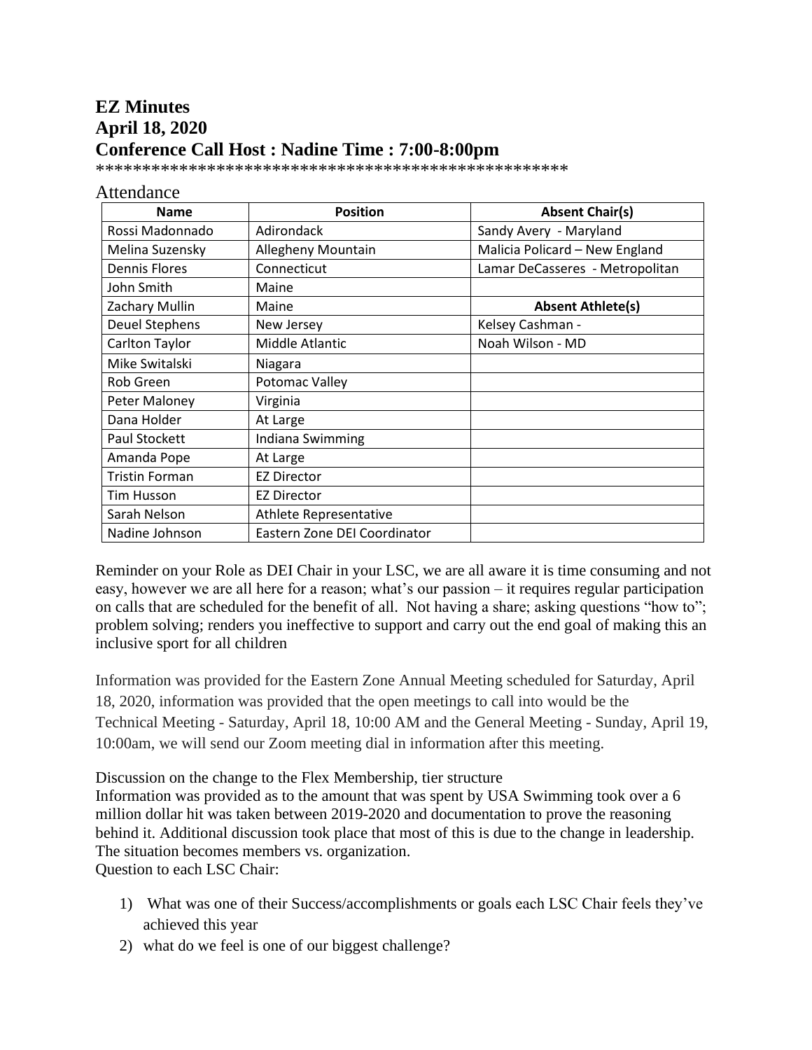# EZ Minutes
# April 18, 2020
# Conference Call Host : Nadine Time : 7:00-8:00pm

**************************************************

Attendance

| Name | Position | Absent Chair(s) |
|---|---|---|
| Rossi Madonnado | Adirondack | Sandy Avery - Maryland |
| Melina Suzensky | Allegheny Mountain | Malicia Policard – New England |
| Dennis Flores | Connecticut | Lamar DeCasseres - Metropolitan |
| John Smith | Maine | |
| Zachary Mullin | Maine | **Absent Athlete(s)** |
| Deuel Stephens | New Jersey | Kelsey Cashman - |
| Carlton Taylor | Middle Atlantic | Noah Wilson - MD |
| Mike Switalski | Niagara | |
| Rob Green | Potomac Valley | |
| Peter Maloney | Virginia | |
| Dana Holder | At Large | |
| Paul Stockett | Indiana Swimming | |
| Amanda Pope | At Large | |
| Tristin Forman | EZ Director | |
| Tim Husson | EZ Director | |
| Sarah Nelson | Athlete Representative | |
| Nadine Johnson | Eastern Zone DEI Coordinator | |

Reminder on your Role as DEI Chair in your LSC, we are all aware it is time consuming and not easy, however we are all here for a reason; what's our passion – it requires regular participation on calls that are scheduled for the benefit of all. Not having a share; asking questions "how to"; problem solving; renders you ineffective to support and carry out the end goal of making this an inclusive sport for all children

Information was provided for the Eastern Zone Annual Meeting scheduled for Saturday, April 18, 2020, information was provided that the open meetings to call into would be the Technical Meeting - Saturday, April 18, 10:00 AM and the General Meeting - Sunday, April 19, 10:00am, we will send our Zoom meeting dial in information after this meeting.

Discussion on the change to the Flex Membership, tier structure
Information was provided as to the amount that was spent by USA Swimming took over a 6 million dollar hit was taken between 2019-2020 and documentation to prove the reasoning behind it. Additional discussion took place that most of this is due to the change in leadership. The situation becomes members vs. organization.
Question to each LSC Chair:

1) What was one of their Success/accomplishments or goals each LSC Chair feels they've achieved this year
2) what do we feel is one of our biggest challenge?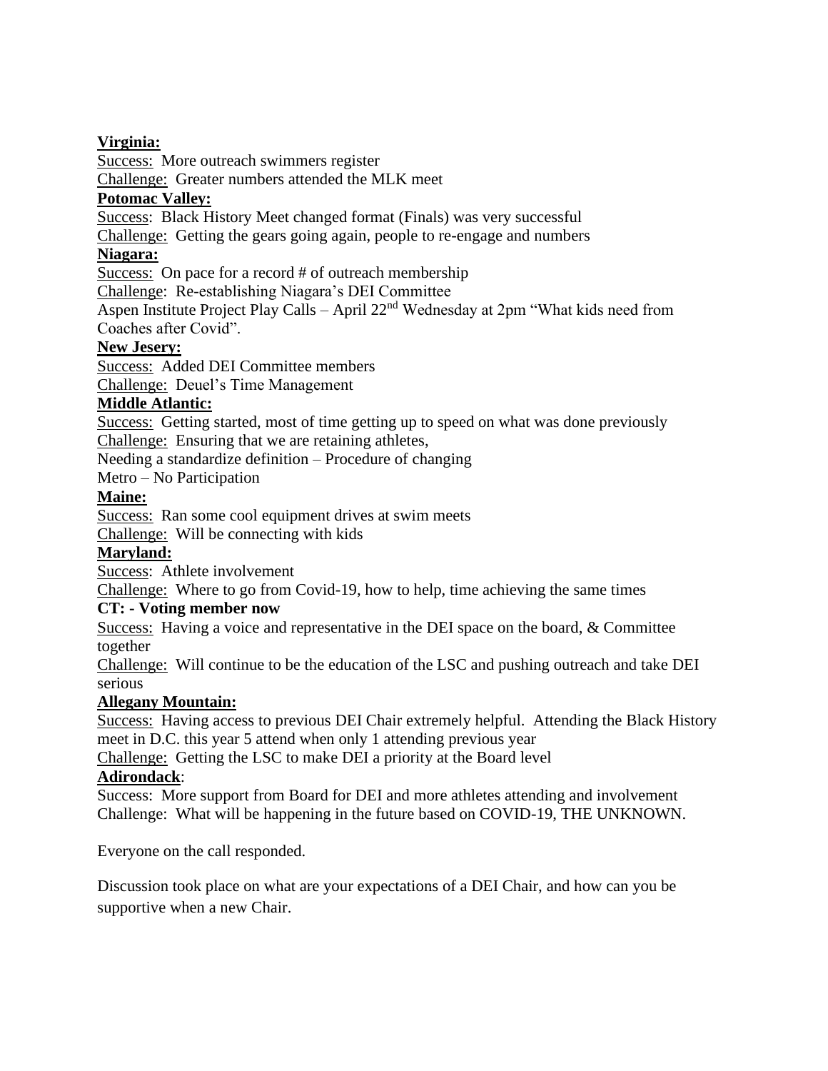**Virginia:**

Success: More outreach swimmers register

Challenge: Greater numbers attended the MLK meet

**Potomac Valley:**

Success: Black History Meet changed format (Finals) was very successful

Challenge: Getting the gears going again, people to re-engage and numbers

**Niagara:**

Success: On pace for a record # of outreach membership

Challenge: Re-establishing Niagara's DEI Committee

Aspen Institute Project Play Calls – April 22nd Wednesday at 2pm "What kids need from Coaches after Covid".

**New Jesery:**

Success: Added DEI Committee members

Challenge: Deuel's Time Management

**Middle Atlantic:**

Success: Getting started, most of time getting up to speed on what was done previously

Challenge: Ensuring that we are retaining athletes,

Needing a standardize definition – Procedure of changing

Metro – No Participation

**Maine:**

Success: Ran some cool equipment drives at swim meets

Challenge: Will be connecting with kids

**Maryland:**

Success: Athlete involvement

Challenge: Where to go from Covid-19, how to help, time achieving the same times

**CT: - Voting member now**

Success: Having a voice and representative in the DEI space on the board, & Committee together

Challenge: Will continue to be the education of the LSC and pushing outreach and take DEI serious

**Allegany Mountain:**

Success: Having access to previous DEI Chair extremely helpful. Attending the Black History meet in D.C. this year 5 attend when only 1 attending previous year

Challenge: Getting the LSC to make DEI a priority at the Board level

**Adirondack**:

Success: More support from Board for DEI and more athletes attending and involvement

Challenge: What will be happening in the future based on COVID-19, THE UNKNOWN.

Everyone on the call responded.

Discussion took place on what are your expectations of a DEI Chair, and how can you be supportive when a new Chair.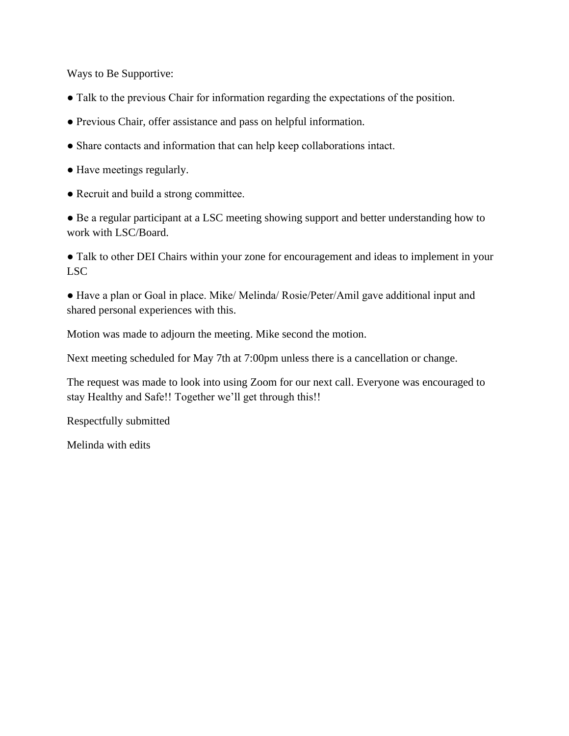Ways to Be Supportive:

- Talk to the previous Chair for information regarding the expectations of the position.
- Previous Chair, offer assistance and pass on helpful information.
- Share contacts and information that can help keep collaborations intact.
- Have meetings regularly.
- Recruit and build a strong committee.
- Be a regular participant at a LSC meeting showing support and better understanding how to work with LSC/Board.
- Talk to other DEI Chairs within your zone for encouragement and ideas to implement in your LSC
- Have a plan or Goal in place. Mike/ Melinda/ Rosie/Peter/Amil gave additional input and shared personal experiences with this.

Motion was made to adjourn the meeting. Mike second the motion.

Next meeting scheduled for May 7th at 7:00pm unless there is a cancellation or change.

The request was made to look into using Zoom for our next call. Everyone was encouraged to stay Healthy and Safe!! Together we'll get through this!!

Respectfully submitted

Melinda with edits